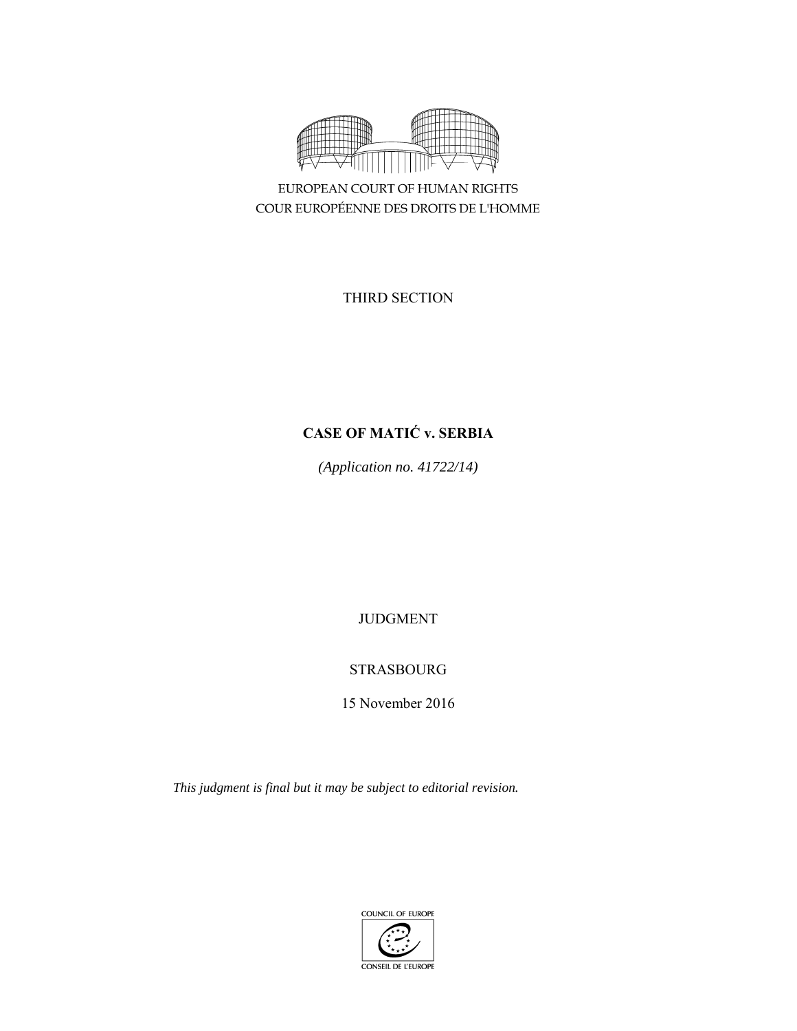EUROPEAN COURT OF HUMAN RIGHTS
COUR EUROPÉENNE DES DROITS DE L'HOMME

THIRD SECTION

**CASE OF MATIĆ v. SERBIA**

*(Application no. 41722/14)*

JUDGMENT

STRASBOURG

15 November 2016

*This judgment is final but it may be subject to editorial revision.*

COUNCIL OF EUROPE
CONSEIL DE L'EUROPE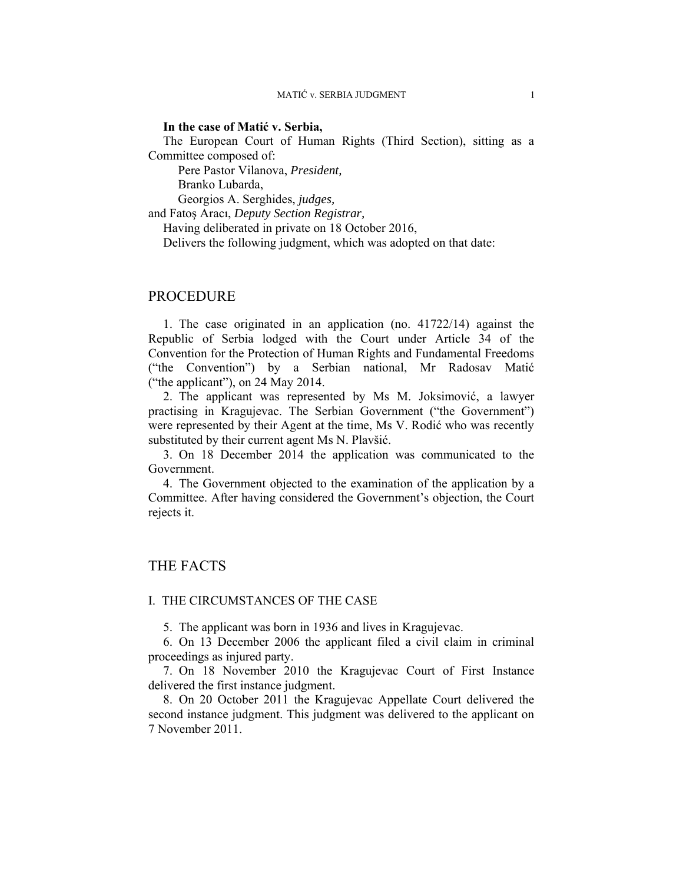**In the case of Matić v. Serbia,**

The European Court of Human Rights (Third Section), sitting as a Committee composed of:

Pere Pastor Vilanova, *President,*
Branko Lubarda,
Georgios A. Serghides, *judges,*
and Fatoş Aracı, *Deputy Section Registrar,*

Having deliberated in private on 18 October 2016,

Delivers the following judgment, which was adopted on that date:

# PROCEDURE

1. The case originated in an application (no. 41722/14) against the Republic of Serbia lodged with the Court under Article 34 of the Convention for the Protection of Human Rights and Fundamental Freedoms ("the Convention") by a Serbian national, Mr Radosav Matić ("the applicant"), on 24 May 2014.

2. The applicant was represented by Ms M. Joksimović, a lawyer practising in Kragujevac. The Serbian Government ("the Government") were represented by their Agent at the time, Ms V. Rodić who was recently substituted by their current agent Ms N. Plavšić.

3. On 18 December 2014 the application was communicated to the Government.

4. The Government objected to the examination of the application by a Committee. After having considered the Government's objection, the Court rejects it.

# THE FACTS

## I. THE CIRCUMSTANCES OF THE CASE

5. The applicant was born in 1936 and lives in Kragujevac.

6. On 13 December 2006 the applicant filed a civil claim in criminal proceedings as injured party.

7. On 18 November 2010 the Kragujevac Court of First Instance delivered the first instance judgment.

8. On 20 October 2011 the Kragujevac Appellate Court delivered the second instance judgment. This judgment was delivered to the applicant on 7 November 2011.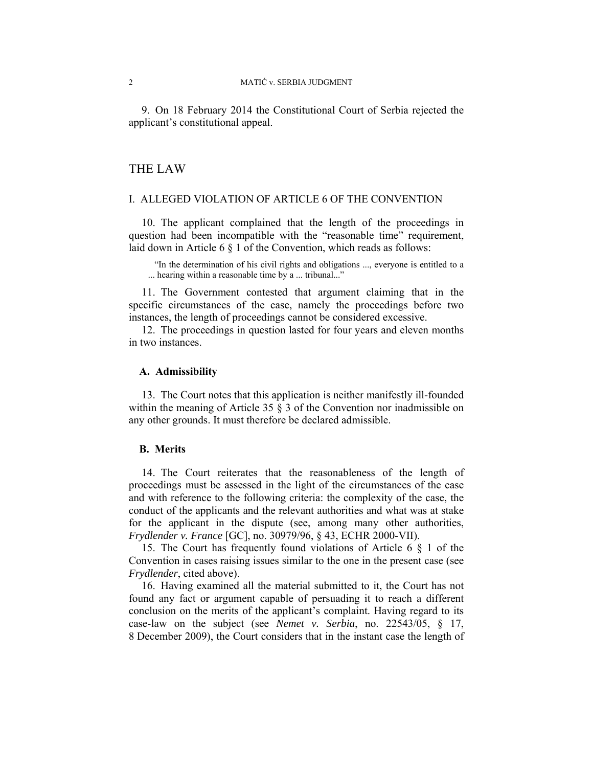9. On 18 February 2014 the Constitutional Court of Serbia rejected the applicant's constitutional appeal.

# THE LAW

## I. ALLEGED VIOLATION OF ARTICLE 6 OF THE CONVENTION

10. The applicant complained that the length of the proceedings in question had been incompatible with the "reasonable time" requirement, laid down in Article 6 § 1 of the Convention, which reads as follows:

> "In the determination of his civil rights and obligations ..., everyone is entitled to a ... hearing within a reasonable time by a ... tribunal..."

11. The Government contested that argument claiming that in the specific circumstances of the case, namely the proceedings before two instances, the length of proceedings cannot be considered excessive.

12. The proceedings in question lasted for four years and eleven months in two instances.

### A. Admissibility

13. The Court notes that this application is neither manifestly ill-founded within the meaning of Article 35 § 3 of the Convention nor inadmissible on any other grounds. It must therefore be declared admissible.

### B. Merits

14. The Court reiterates that the reasonableness of the length of proceedings must be assessed in the light of the circumstances of the case and with reference to the following criteria: the complexity of the case, the conduct of the applicants and the relevant authorities and what was at stake for the applicant in the dispute (see, among many other authorities, *Frydlender v. France* [GC], no. 30979/96, § 43, ECHR 2000-VII).

15. The Court has frequently found violations of Article 6 § 1 of the Convention in cases raising issues similar to the one in the present case (see *Frydlender*, cited above).

16. Having examined all the material submitted to it, the Court has not found any fact or argument capable of persuading it to reach a different conclusion on the merits of the applicant's complaint. Having regard to its case-law on the subject (see *Nemet v. Serbia*, no. 22543/05, § 17, 8 December 2009), the Court considers that in the instant case the length of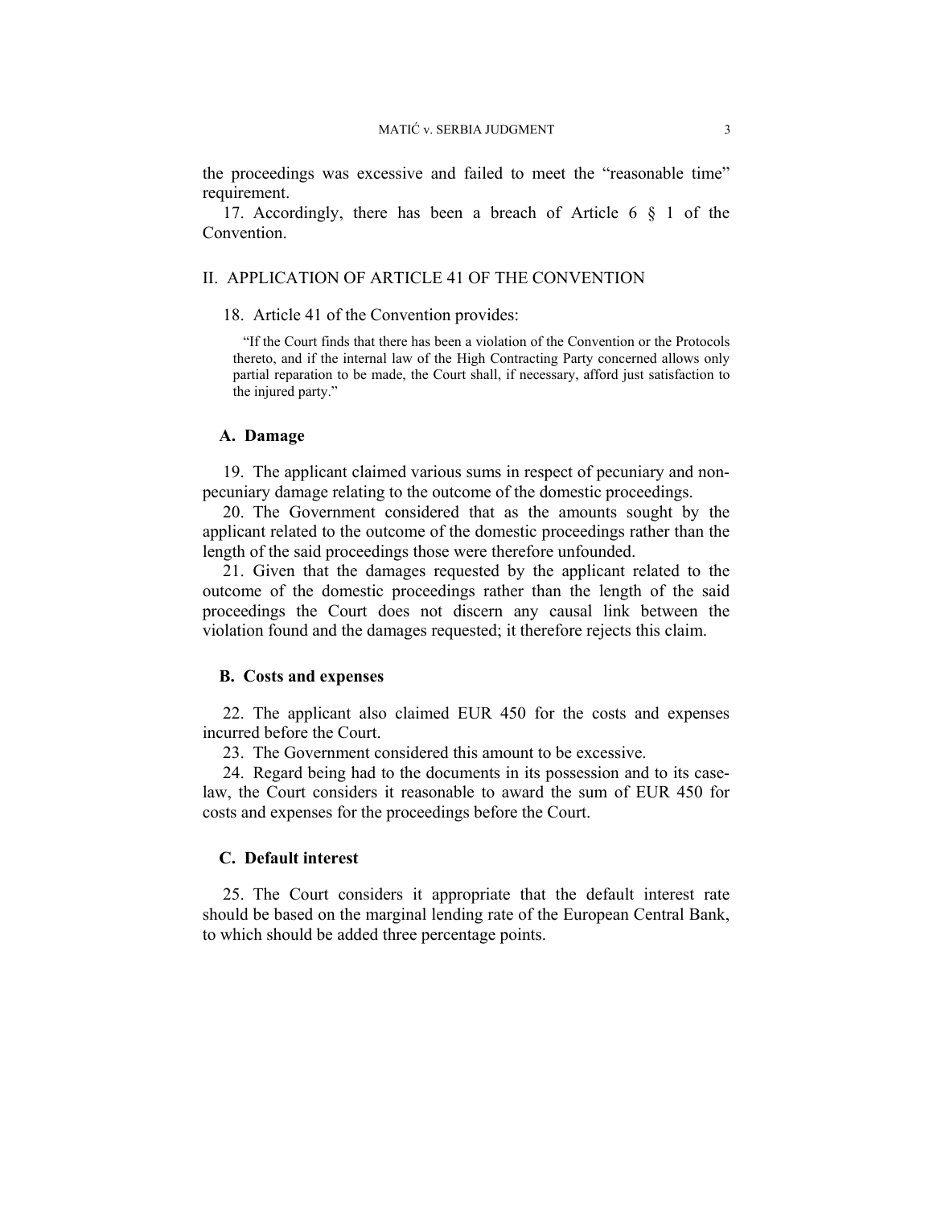the proceedings was excessive and failed to meet the "reasonable time" requirement.

17. Accordingly, there has been a breach of Article 6 § 1 of the Convention.

## II. APPLICATION OF ARTICLE 41 OF THE CONVENTION

18. Article 41 of the Convention provides:

> "If the Court finds that there has been a violation of the Convention or the Protocols thereto, and if the internal law of the High Contracting Party concerned allows only partial reparation to be made, the Court shall, if necessary, afford just satisfaction to the injured party."

### A. Damage

19. The applicant claimed various sums in respect of pecuniary and non-pecuniary damage relating to the outcome of the domestic proceedings.

20. The Government considered that as the amounts sought by the applicant related to the outcome of the domestic proceedings rather than the length of the said proceedings those were therefore unfounded.

21. Given that the damages requested by the applicant related to the outcome of the domestic proceedings rather than the length of the said proceedings the Court does not discern any causal link between the violation found and the damages requested; it therefore rejects this claim.

### B. Costs and expenses

22. The applicant also claimed EUR 450 for the costs and expenses incurred before the Court.

23. The Government considered this amount to be excessive.

24. Regard being had to the documents in its possession and to its case-law, the Court considers it reasonable to award the sum of EUR 450 for costs and expenses for the proceedings before the Court.

### C. Default interest

25. The Court considers it appropriate that the default interest rate should be based on the marginal lending rate of the European Central Bank, to which should be added three percentage points.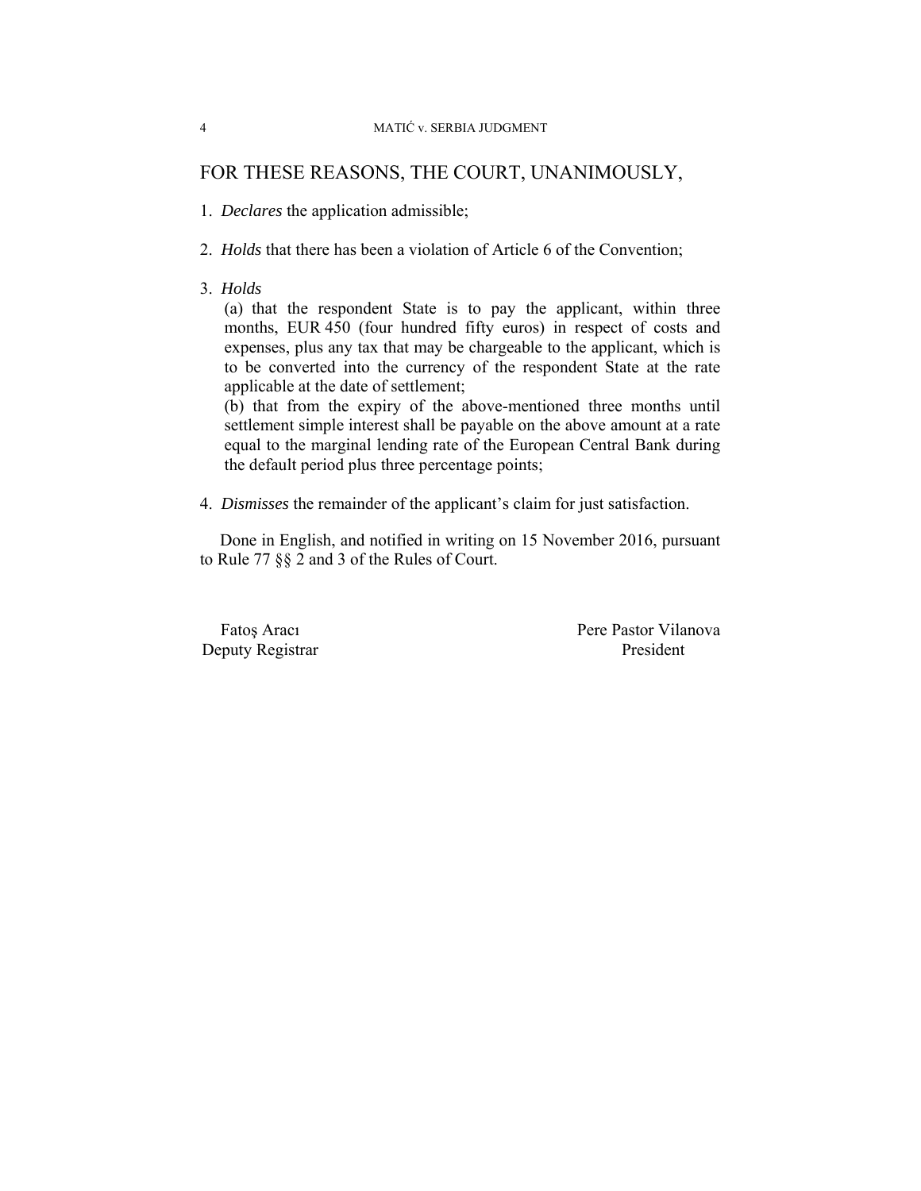## FOR THESE REASONS, THE COURT, UNANIMOUSLY,

1. *Declares* the application admissible;

2. *Holds* that there has been a violation of Article 6 of the Convention;

3. *Holds*

   (a) that the respondent State is to pay the applicant, within three months, EUR 450 (four hundred fifty euros) in respect of costs and expenses, plus any tax that may be chargeable to the applicant, which is to be converted into the currency of the respondent State at the rate applicable at the date of settlement;

   (b) that from the expiry of the above-mentioned three months until settlement simple interest shall be payable on the above amount at a rate equal to the marginal lending rate of the European Central Bank during the default period plus three percentage points;

4. *Dismisses* the remainder of the applicant's claim for just satisfaction.

Done in English, and notified in writing on 15 November 2016, pursuant to Rule 77 §§ 2 and 3 of the Rules of Court.

Fatoş Aracı
Deputy Registrar

Pere Pastor Vilanova
President